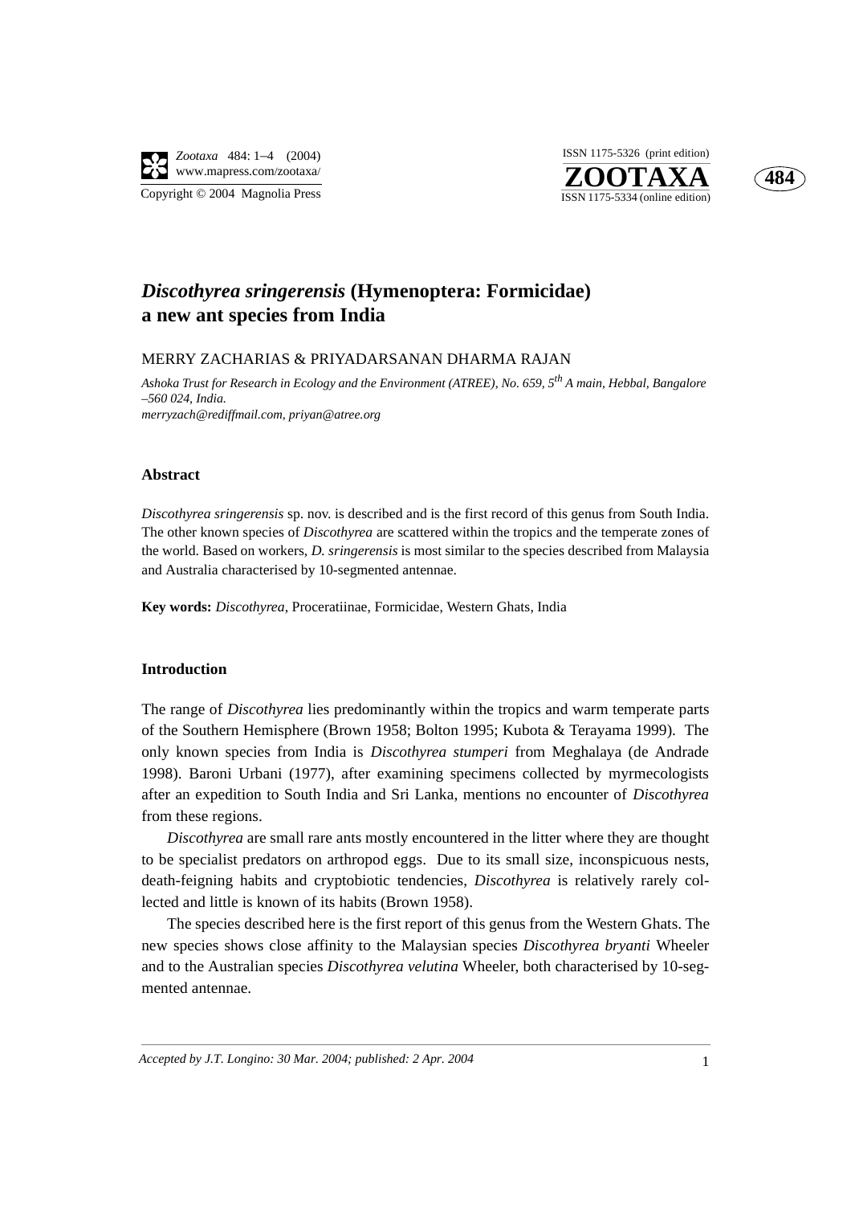# *Discothyrea sringerensis* (Hymenoptera: Formicidae) a new ant species from India

MERRY ZACHARIAS & PRIYADARSANAN DHARMA RAJAN

*Ashoka Trust for Research in Ecology and the Environment (ATREE), No. 659, 5th A main, Hebbal, Bangalore –560 024, India.*
*merryzach@rediffmail.com, priyan@atree.org*

## Abstract

*Discothyrea sringerensis* sp. nov. is described and is the first record of this genus from South India. The other known species of *Discothyrea* are scattered within the tropics and the temperate zones of the world. Based on workers, *D. sringerensis* is most similar to the species described from Malaysia and Australia characterised by 10-segmented antennae.

**Key words:** *Discothyrea*, Proceratiinae, Formicidae, Western Ghats, India

## Introduction

The range of *Discothyrea* lies predominantly within the tropics and warm temperate parts of the Southern Hemisphere (Brown 1958; Bolton 1995; Kubota & Terayama 1999). The only known species from India is *Discothyrea stumperi* from Meghalaya (de Andrade 1998). Baroni Urbani (1977), after examining specimens collected by myrmecologists after an expedition to South India and Sri Lanka, mentions no encounter of *Discothyrea* from these regions.

*Discothyrea* are small rare ants mostly encountered in the litter where they are thought to be specialist predators on arthropod eggs. Due to its small size, inconspicuous nests, death-feigning habits and cryptobiotic tendencies, *Discothyrea* is relatively rarely collected and little is known of its habits (Brown 1958).

The species described here is the first report of this genus from the Western Ghats. The new species shows close affinity to the Malaysian species *Discothyrea bryanti* Wheeler and to the Australian species *Discothyrea velutina* Wheeler, both characterised by 10-segmented antennae.

*Accepted by J.T. Longino: 30 Mar. 2004; published: 2 Apr. 2004*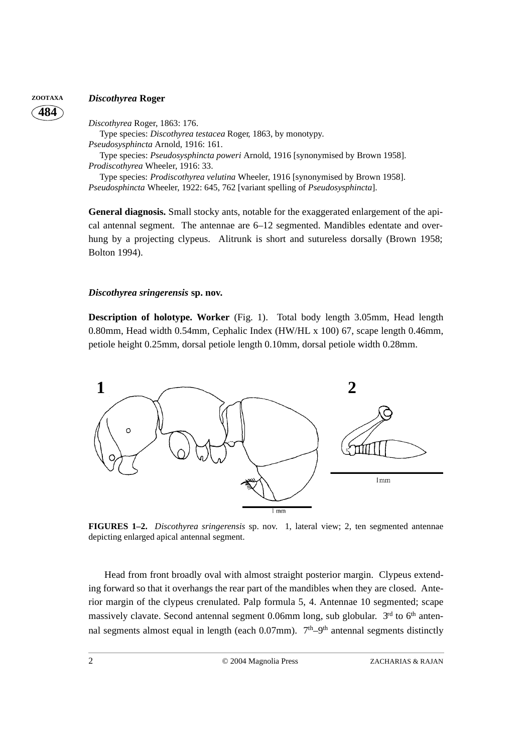## *Discothyrea* Roger

*Discothyrea* Roger, 1863: 176.
Type species: *Discothyrea testacea* Roger, 1863, by monotypy.
*Pseudosysphincta* Arnold, 1916: 161.
Type species: *Pseudosysphincta poweri* Arnold, 1916 [synonymised by Brown 1958].
*Prodiscothyrea* Wheeler, 1916: 33.
Type species: *Prodiscothyrea velutina* Wheeler, 1916 [synonymised by Brown 1958].
*Pseudosphincta* Wheeler, 1922: 645, 762 [variant spelling of *Pseudosysphincta*].

**General diagnosis.** Small stocky ants, notable for the exaggerated enlargement of the apical antennal segment. The antennae are 6–12 segmented. Mandibles edentate and overhung by a projecting clypeus. Alitrunk is short and sutureless dorsally (Brown 1958; Bolton 1994).

### *Discothyrea sringerensis* sp. nov.

**Description of holotype. Worker** (Fig. 1). Total body length 3.05mm, Head length 0.80mm, Head width 0.54mm, Cephalic Index (HW/HL x 100) 67, scape length 0.46mm, petiole height 0.25mm, dorsal petiole length 0.10mm, dorsal petiole width 0.28mm.

**FIGURES 1–2.** *Discothyrea sringerensis* sp. nov. 1, lateral view; 2, ten segmented antennae depicting enlarged apical antennal segment.

Head from front broadly oval with almost straight posterior margin. Clypeus extending forward so that it overhangs the rear part of the mandibles when they are closed. Anterior margin of the clypeus crenulated. Palp formula 5, 4. Antennae 10 segmented; scape massively clavate. Second antennal segment 0.06mm long, sub globular. 3rd to 6th antennal segments almost equal in length (each 0.07mm). 7th–9th antennal segments distinctly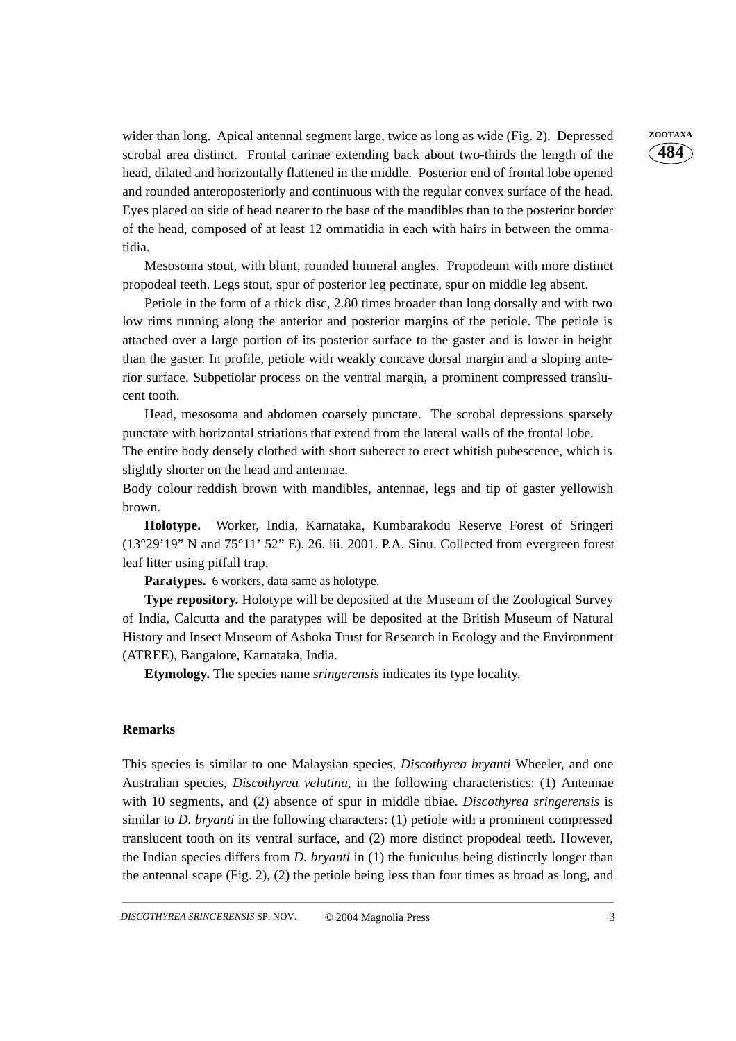wider than long. Apical antennal segment large, twice as long as wide (Fig. 2). Depressed scrobal area distinct. Frontal carinae extending back about two-thirds the length of the head, dilated and horizontally flattened in the middle. Posterior end of frontal lobe opened and rounded anteroposteriorly and continuous with the regular convex surface of the head. Eyes placed on side of head nearer to the base of the mandibles than to the posterior border of the head, composed of at least 12 ommatidia in each with hairs in between the ommatidia.

Mesosoma stout, with blunt, rounded humeral angles. Propodeum with more distinct propodeal teeth. Legs stout, spur of posterior leg pectinate, spur on middle leg absent.

Petiole in the form of a thick disc, 2.80 times broader than long dorsally and with two low rims running along the anterior and posterior margins of the petiole. The petiole is attached over a large portion of its posterior surface to the gaster and is lower in height than the gaster. In profile, petiole with weakly concave dorsal margin and a sloping anterior surface. Subpetiolar process on the ventral margin, a prominent compressed translucent tooth.

Head, mesosoma and abdomen coarsely punctate. The scrobal depressions sparsely punctate with horizontal striations that extend from the lateral walls of the frontal lobe. The entire body densely clothed with short suberect to erect whitish pubescence, which is slightly shorter on the head and antennae.

Body colour reddish brown with mandibles, antennae, legs and tip of gaster yellowish brown.

**Holotype.** Worker, India, Karnataka, Kumbarakodu Reserve Forest of Sringeri (13°29'19" N and 75°11' 52" E). 26. iii. 2001. P.A. Sinu. Collected from evergreen forest leaf litter using pitfall trap.

**Paratypes.** 6 workers, data same as holotype.

**Type repository.** Holotype will be deposited at the Museum of the Zoological Survey of India, Calcutta and the paratypes will be deposited at the British Museum of Natural History and Insect Museum of Ashoka Trust for Research in Ecology and the Environment (ATREE), Bangalore, Karnataka, India.

**Etymology.** The species name *sringerensis* indicates its type locality.

## Remarks

This species is similar to one Malaysian species, *Discothyrea bryanti* Wheeler, and one Australian species, *Discothyrea velutina*, in the following characteristics: (1) Antennae with 10 segments, and (2) absence of spur in middle tibiae. *Discothyrea sringerensis* is similar to *D. bryanti* in the following characters: (1) petiole with a prominent compressed translucent tooth on its ventral surface, and (2) more distinct propodeal teeth. However, the Indian species differs from *D. bryanti* in (1) the funiculus being distinctly longer than the antennal scape (Fig. 2), (2) the petiole being less than four times as broad as long, and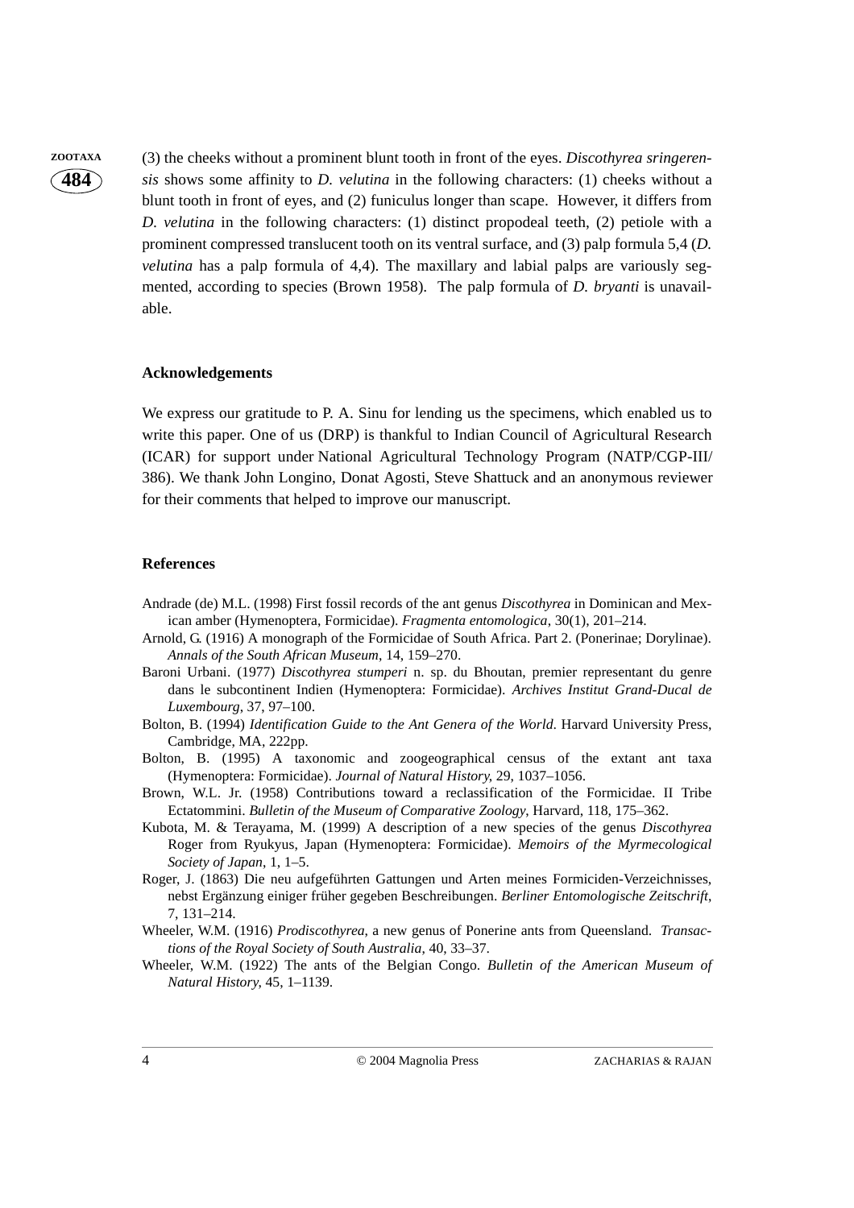(3) the cheeks without a prominent blunt tooth in front of the eyes. *Discothyrea sringerensis* shows some affinity to *D. velutina* in the following characters: (1) cheeks without a blunt tooth in front of eyes, and (2) funiculus longer than scape. However, it differs from *D. velutina* in the following characters: (1) distinct propodeal teeth, (2) petiole with a prominent compressed translucent tooth on its ventral surface, and (3) palp formula 5,4 (*D. velutina* has a palp formula of 4,4). The maxillary and labial palps are variously segmented, according to species (Brown 1958). The palp formula of *D. bryanti* is unavailable.

## Acknowledgements

We express our gratitude to P. A. Sinu for lending us the specimens, which enabled us to write this paper. One of us (DRP) is thankful to Indian Council of Agricultural Research (ICAR) for support under National Agricultural Technology Program (NATP/CGP-III/386). We thank John Longino, Donat Agosti, Steve Shattuck and an anonymous reviewer for their comments that helped to improve our manuscript.

## References

Andrade (de) M.L. (1998) First fossil records of the ant genus *Discothyrea* in Dominican and Mexican amber (Hymenoptera, Formicidae). *Fragmenta entomologica*, 30(1), 201–214.

Arnold, G. (1916) A monograph of the Formicidae of South Africa. Part 2. (Ponerinae; Dorylinae). *Annals of the South African Museum*, 14, 159–270.

Baroni Urbani. (1977) *Discothyrea stumperi* n. sp. du Bhoutan, premier representant du genre dans le subcontinent Indien (Hymenoptera: Formicidae). *Archives Institut Grand-Ducal de Luxembourg*, 37, 97–100.

Bolton, B. (1994) *Identification Guide to the Ant Genera of the World*. Harvard University Press, Cambridge, MA, 222pp.

Bolton, B. (1995) A taxonomic and zoogeographical census of the extant ant taxa (Hymenoptera: Formicidae). *Journal of Natural History*, 29, 1037–1056.

Brown, W.L. Jr. (1958) Contributions toward a reclassification of the Formicidae. II Tribe Ectatommini. *Bulletin of the Museum of Comparative Zoology*, Harvard, 118, 175–362.

Kubota, M. & Terayama, M. (1999) A description of a new species of the genus *Discothyrea* Roger from Ryukyus, Japan (Hymenoptera: Formicidae). *Memoirs of the Myrmecological Society of Japan*, 1, 1–5.

Roger, J. (1863) Die neu aufgeführten Gattungen und Arten meines Formiciden-Verzeichnisses, nebst Ergänzung einiger früher gegeben Beschreibungen. *Berliner Entomologische Zeitschrift*, 7, 131–214.

Wheeler, W.M. (1916) *Prodiscothyrea*, a new genus of Ponerine ants from Queensland. *Transactions of the Royal Society of South Australia*, 40, 33–37.

Wheeler, W.M. (1922) The ants of the Belgian Congo. *Bulletin of the American Museum of Natural History*, 45, 1–1139.